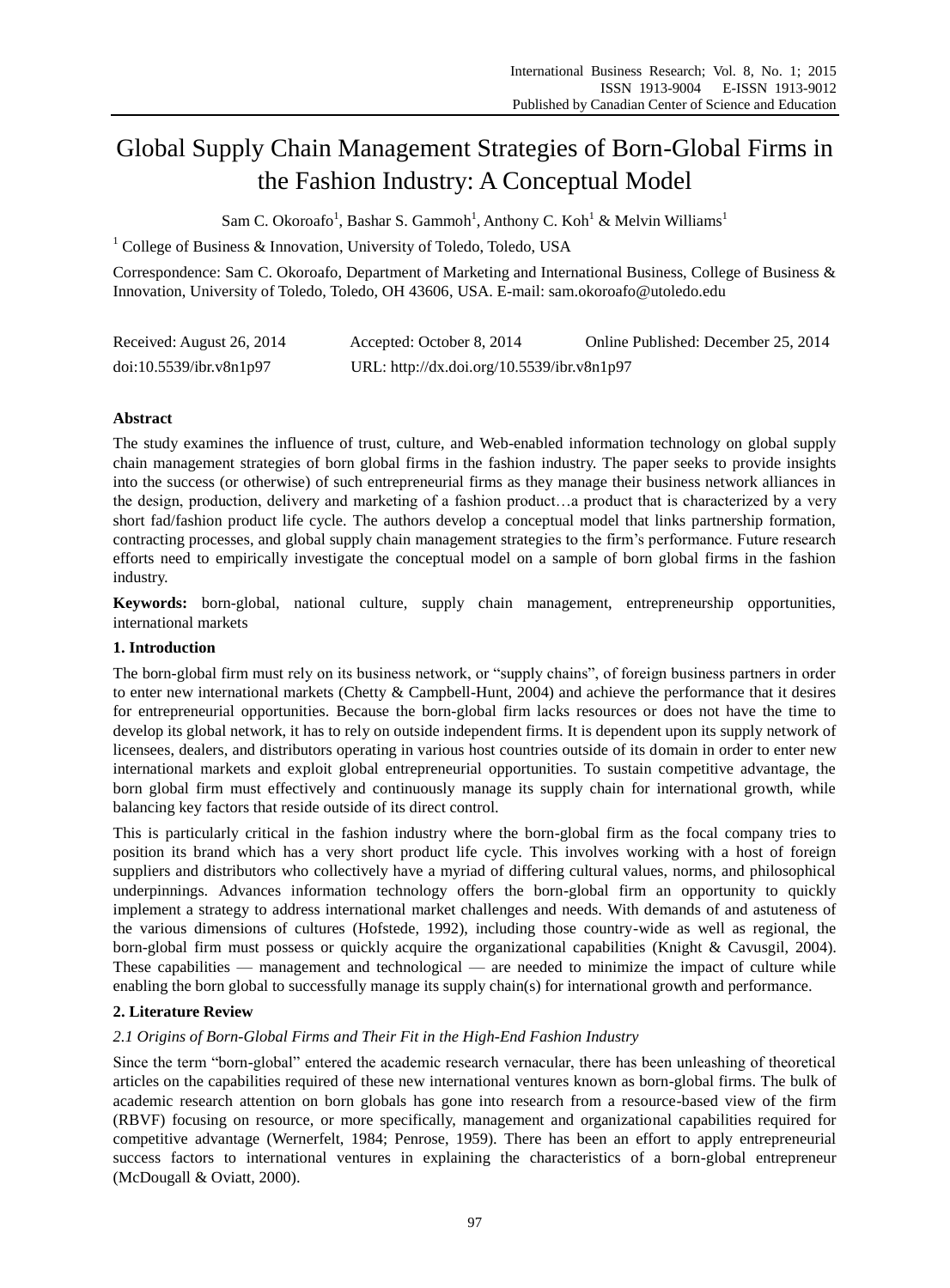# Global Supply Chain Management Strategies of Born-Global Firms in the Fashion Industry: A Conceptual Model

Sam C. Okoroafo[1], Bashar S. Gammoh[1], Anthony C. Koh[1] & Melvin Williams[1]

[1] College of Business & Innovation, University of Toledo, Toledo, USA

Correspondence: Sam C. Okoroafo, Department of Marketing and International Business, College of Business & Innovation, University of Toledo, Toledo, OH 43606, USA. E-mail: sam.okoroafo@utoledo.edu

Received: August 26, 2014 Accepted: October 8, 2014 Online Published: December 25, 2014

doi:10.5539/ibr.v8n1p97 URL: http://dx.doi.org/10.5539/ibr.v8n1p97

## Abstract

The study examines the influence of trust, culture, and Web-enabled information technology on global supply chain management strategies of born global firms in the fashion industry. The paper seeks to provide insights into the success (or otherwise) of such entrepreneurial firms as they manage their business network alliances in the design, production, delivery and marketing of a fashion product…a product that is characterized by a very short fad/fashion product life cycle. The authors develop a conceptual model that links partnership formation, contracting processes, and global supply chain management strategies to the firm's performance. Future research efforts need to empirically investigate the conceptual model on a sample of born global firms in the fashion industry.

**Keywords:** born-global, national culture, supply chain management, entrepreneurship opportunities, international markets

## 1. Introduction

The born-global firm must rely on its business network, or "supply chains", of foreign business partners in order to enter new international markets (Chetty & Campbell-Hunt, 2004) and achieve the performance that it desires for entrepreneurial opportunities. Because the born-global firm lacks resources or does not have the time to develop its global network, it has to rely on outside independent firms. It is dependent upon its supply network of licensees, dealers, and distributors operating in various host countries outside of its domain in order to enter new international markets and exploit global entrepreneurial opportunities. To sustain competitive advantage, the born global firm must effectively and continuously manage its supply chain for international growth, while balancing key factors that reside outside of its direct control.

This is particularly critical in the fashion industry where the born-global firm as the focal company tries to position its brand which has a very short product life cycle. This involves working with a host of foreign suppliers and distributors who collectively have a myriad of differing cultural values, norms, and philosophical underpinnings. Advances information technology offers the born-global firm an opportunity to quickly implement a strategy to address international market challenges and needs. With demands of and astuteness of the various dimensions of cultures (Hofstede, 1992), including those country-wide as well as regional, the born-global firm must possess or quickly acquire the organizational capabilities (Knight & Cavusgil, 2004). These capabilities — management and technological — are needed to minimize the impact of culture while enabling the born global to successfully manage its supply chain(s) for international growth and performance.

## 2. Literature Review

### *2.1 Origins of Born-Global Firms and Their Fit in the High-End Fashion Industry*

Since the term "born-global" entered the academic research vernacular, there has been unleashing of theoretical articles on the capabilities required of these new international ventures known as born-global firms. The bulk of academic research attention on born globals has gone into research from a resource-based view of the firm (RBVF) focusing on resource, or more specifically, management and organizational capabilities required for competitive advantage (Wernerfelt, 1984; Penrose, 1959). There has been an effort to apply entrepreneurial success factors to international ventures in explaining the characteristics of a born-global entrepreneur (McDougall & Oviatt, 2000).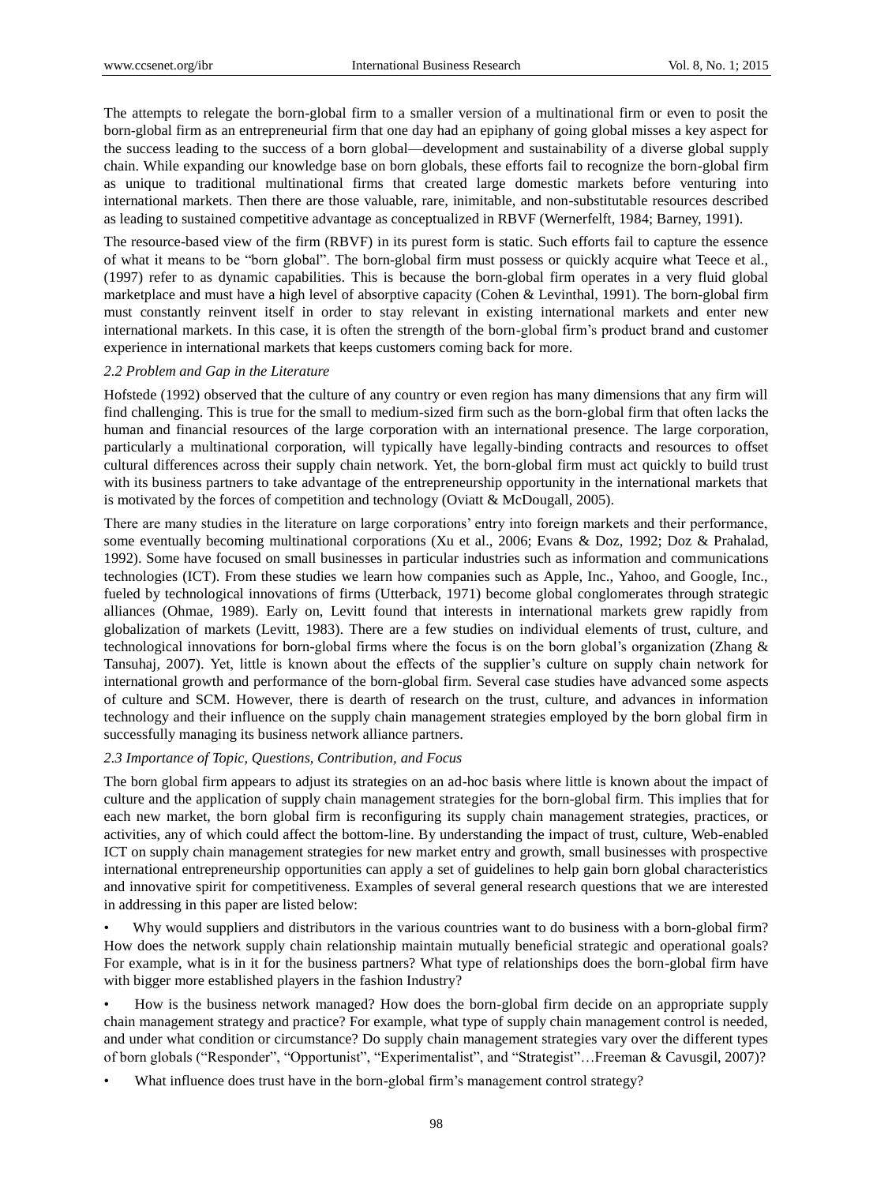The attempts to relegate the born-global firm to a smaller version of a multinational firm or even to posit the born-global firm as an entrepreneurial firm that one day had an epiphany of going global misses a key aspect for the success leading to the success of a born global—development and sustainability of a diverse global supply chain. While expanding our knowledge base on born globals, these efforts fail to recognize the born-global firm as unique to traditional multinational firms that created large domestic markets before venturing into international markets. Then there are those valuable, rare, inimitable, and non-substitutable resources described as leading to sustained competitive advantage as conceptualized in RBVF (Wernerfelt, 1984; Barney, 1991).

The resource-based view of the firm (RBVF) in its purest form is static. Such efforts fail to capture the essence of what it means to be "born global". The born-global firm must possess or quickly acquire what Teece et al., (1997) refer to as dynamic capabilities. This is because the born-global firm operates in a very fluid global marketplace and must have a high level of absorptive capacity (Cohen & Levinthal, 1991). The born-global firm must constantly reinvent itself in order to stay relevant in existing international markets and enter new international markets. In this case, it is often the strength of the born-global firm's product brand and customer experience in international markets that keeps customers coming back for more.

### *2.2 Problem and Gap in the Literature*

Hofstede (1992) observed that the culture of any country or even region has many dimensions that any firm will find challenging. This is true for the small to medium-sized firm such as the born-global firm that often lacks the human and financial resources of the large corporation with an international presence. The large corporation, particularly a multinational corporation, will typically have legally-binding contracts and resources to offset cultural differences across their supply chain network. Yet, the born-global firm must act quickly to build trust with its business partners to take advantage of the entrepreneurship opportunity in the international markets that is motivated by the forces of competition and technology (Oviatt & McDougall, 2005).

There are many studies in the literature on large corporations' entry into foreign markets and their performance, some eventually becoming multinational corporations (Xu et al., 2006; Evans & Doz, 1992; Doz & Prahalad, 1992). Some have focused on small businesses in particular industries such as information and communications technologies (ICT). From these studies we learn how companies such as Apple, Inc., Yahoo, and Google, Inc., fueled by technological innovations of firms (Utterback, 1971) become global conglomerates through strategic alliances (Ohmae, 1989). Early on, Levitt found that interests in international markets grew rapidly from globalization of markets (Levitt, 1983). There are a few studies on individual elements of trust, culture, and technological innovations for born-global firms where the focus is on the born global's organization (Zhang & Tansuhaj, 2007). Yet, little is known about the effects of the supplier's culture on supply chain network for international growth and performance of the born-global firm. Several case studies have advanced some aspects of culture and SCM. However, there is dearth of research on the trust, culture, and advances in information technology and their influence on the supply chain management strategies employed by the born global firm in successfully managing its business network alliance partners.

### *2.3 Importance of Topic, Questions, Contribution, and Focus*

The born global firm appears to adjust its strategies on an ad-hoc basis where little is known about the impact of culture and the application of supply chain management strategies for the born-global firm. This implies that for each new market, the born global firm is reconfiguring its supply chain management strategies, practices, or activities, any of which could affect the bottom-line. By understanding the impact of trust, culture, Web-enabled ICT on supply chain management strategies for new market entry and growth, small businesses with prospective international entrepreneurship opportunities can apply a set of guidelines to help gain born global characteristics and innovative spirit for competitiveness. Examples of several general research questions that we are interested in addressing in this paper are listed below:

- Why would suppliers and distributors in the various countries want to do business with a born-global firm? How does the network supply chain relationship maintain mutually beneficial strategic and operational goals? For example, what is in it for the business partners? What type of relationships does the born-global firm have with bigger more established players in the fashion Industry?
- How is the business network managed? How does the born-global firm decide on an appropriate supply chain management strategy and practice? For example, what type of supply chain management control is needed, and under what condition or circumstance? Do supply chain management strategies vary over the different types of born globals ("Responder", "Opportunist", "Experimentalist", and "Strategist"…Freeman & Cavusgil, 2007)?
- What influence does trust have in the born-global firm's management control strategy?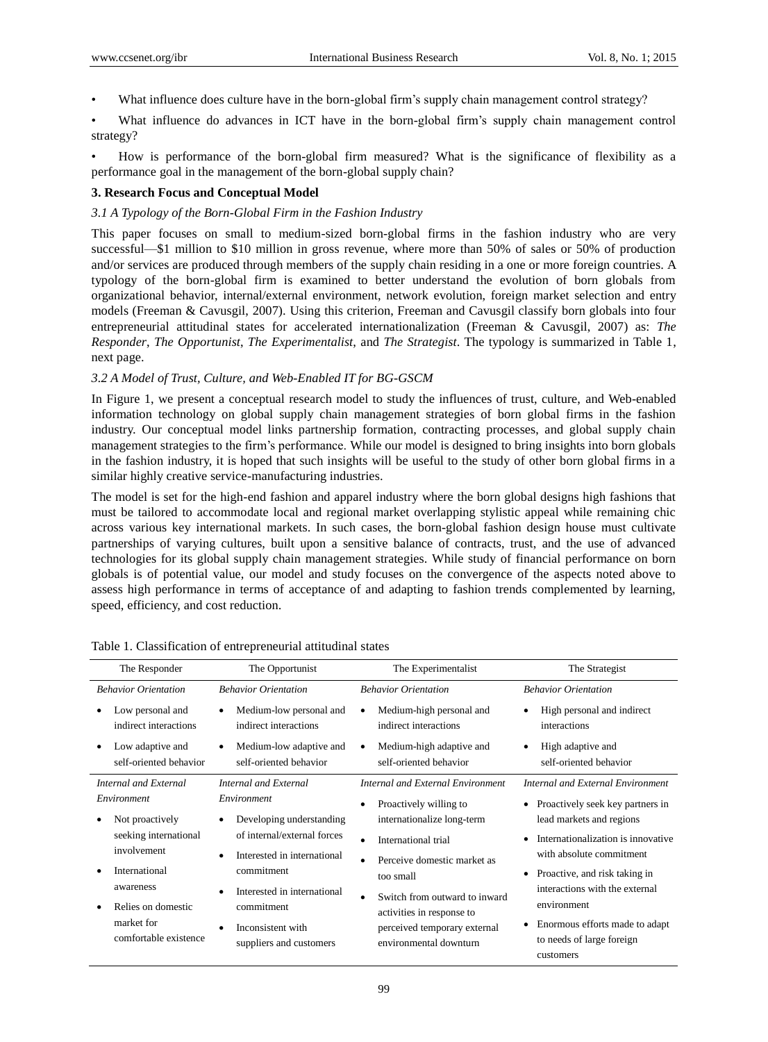- What influence does culture have in the born-global firm's supply chain management control strategy?
- What influence do advances in ICT have in the born-global firm's supply chain management control strategy?
- How is performance of the born-global firm measured? What is the significance of flexibility as a performance goal in the management of the born-global supply chain?

## 3. Research Focus and Conceptual Model

### *3.1 A Typology of the Born-Global Firm in the Fashion Industry*

This paper focuses on small to medium-sized born-global firms in the fashion industry who are very successful—$1 million to $10 million in gross revenue, where more than 50% of sales or 50% of production and/or services are produced through members of the supply chain residing in a one or more foreign countries. A typology of the born-global firm is examined to better understand the evolution of born globals from organizational behavior, internal/external environment, network evolution, foreign market selection and entry models (Freeman & Cavusgil, 2007). Using this criterion, Freeman and Cavusgil classify born globals into four entrepreneurial attitudinal states for accelerated internationalization (Freeman & Cavusgil, 2007) as: *The Responder*, *The Opportunist*, *The Experimentalist*, and *The Strategist*. The typology is summarized in Table 1, next page.

### *3.2 A Model of Trust, Culture, and Web-Enabled IT for BG-GSCM*

In Figure 1, we present a conceptual research model to study the influences of trust, culture, and Web-enabled information technology on global supply chain management strategies of born global firms in the fashion industry. Our conceptual model links partnership formation, contracting processes, and global supply chain management strategies to the firm's performance. While our model is designed to bring insights into born globals in the fashion industry, it is hoped that such insights will be useful to the study of other born global firms in a similar highly creative service-manufacturing industries.

The model is set for the high-end fashion and apparel industry where the born global designs high fashions that must be tailored to accommodate local and regional market overlapping stylistic appeal while remaining chic across various key international markets. In such cases, the born-global fashion design house must cultivate partnerships of varying cultures, built upon a sensitive balance of contracts, trust, and the use of advanced technologies for its global supply chain management strategies. While study of financial performance on born globals is of potential value, our model and study focuses on the convergence of the aspects noted above to assess high performance in terms of acceptance of and adapting to fashion trends complemented by learning, speed, efficiency, and cost reduction.

Table 1. Classification of entrepreneurial attitudinal states

| The Responder | The Opportunist | The Experimentalist | The Strategist |
|---|---|---|---|
| *Behavior Orientation* | *Behavior Orientation* | *Behavior Orientation* | *Behavior Orientation* |
| • Low personal and indirect interactions<br>• Low adaptive and self-oriented behavior | • Medium-low personal and indirect interactions<br>• Medium-low adaptive and self-oriented behavior | • Medium-high personal and indirect interactions<br>• Medium-high adaptive and self-oriented behavior | • High personal and indirect interactions<br>• High adaptive and self-oriented behavior |
| *Internal and External Environment* | *Internal and External Environment* | *Internal and External Environment* | *Internal and External Environment* |
| • Not proactively seeking international involvement<br>• International awareness<br>• Relies on domestic market for comfortable existence | • Developing understanding of internal/external forces<br>• Interested in international commitment<br>• Interested in international commitment<br>• Inconsistent with suppliers and customers | • Proactively willing to internationalize long-term<br>• International trial<br>• Perceive domestic market as too small<br>• Switch from outward to inward activities in response to perceived temporary external environmental downturn | • Proactively seek key partners in lead markets and regions<br>• Internationalization is innovative with absolute commitment<br>• Proactive, and risk taking in interactions with the external environment<br>• Enormous efforts made to adapt to needs of large foreign customers |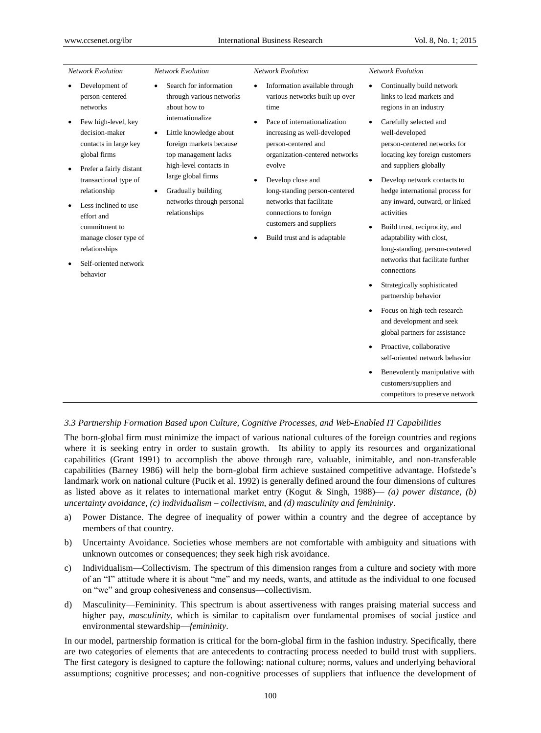| Network Evolution | Network Evolution | Network Evolution | Network Evolution |
|---|---|---|---|
| • Development of person-centered networks<br>• Few high-level, key decision-maker contacts in large key global firms<br>• Prefer a fairly distant transactional type of relationship<br>• Less inclined to use effort and commitment to manage closer type of relationships<br>• Self-oriented network behavior | • Search for information through various networks about how to internationalize<br>• Little knowledge about foreign markets because top management lacks high-level contacts in large global firms<br>• Gradually building networks through personal relationships | • Information available through various networks built up over time<br>• Pace of internationalization increasing as well-developed person-centered and organization-centered networks evolve<br>• Develop close and long-standing person-centered networks that facilitate connections to foreign customers and suppliers<br>• Build trust and is adaptable | • Continually build network links to lead markets and regions in an industry<br>• Carefully selected and well-developed person-centered networks for locating key foreign customers and suppliers globally<br>• Develop network contacts to hedge international process for any inward, outward, or linked activities<br>• Build trust, reciprocity, and adaptability with clost, long-standing, person-centered networks that facilitate further connections<br>• Strategically sophisticated partnership behavior<br>• Focus on high-tech research and development and seek global partners for assistance<br>• Proactive, collaborative self-oriented network behavior<br>• Benevolently manipulative with customers/suppliers and competitors to preserve network |

### *3.3 Partnership Formation Based upon Culture, Cognitive Processes, and Web-Enabled IT Capabilities*

The born-global firm must minimize the impact of various national cultures of the foreign countries and regions where it is seeking entry in order to sustain growth. Its ability to apply its resources and organizational capabilities (Grant 1991) to accomplish the above through rare, valuable, inimitable, and non-transferable capabilities (Barney 1986) will help the born-global firm achieve sustained competitive advantage. Hofstede's landmark work on national culture (Pucik et al. 1992) is generally defined around the four dimensions of cultures as listed above as it relates to international market entry (Kogut & Singh, 1988)— *(a) power distance, (b) uncertainty avoidance, (c) individualism – collectivism*, and *(d) masculinity and femininity*.

a) Power Distance. The degree of inequality of power within a country and the degree of acceptance by members of that country.

b) Uncertainty Avoidance. Societies whose members are not comfortable with ambiguity and situations with unknown outcomes or consequences; they seek high risk avoidance.

c) Individualism—Collectivism. The spectrum of this dimension ranges from a culture and society with more of an "I" attitude where it is about "me" and my needs, wants, and attitude as the individual to one focused on "we" and group cohesiveness and consensus—collectivism.

d) Masculinity—Femininity. This spectrum is about assertiveness with ranges praising material success and higher pay, *masculinity,* which is similar to capitalism over fundamental promises of social justice and environmental stewardship—*femininity*.

In our model, partnership formation is critical for the born-global firm in the fashion industry. Specifically, there are two categories of elements that are antecedents to contracting process needed to build trust with suppliers. The first category is designed to capture the following: national culture; norms, values and underlying behavioral assumptions; cognitive processes; and non-cognitive processes of suppliers that influence the development of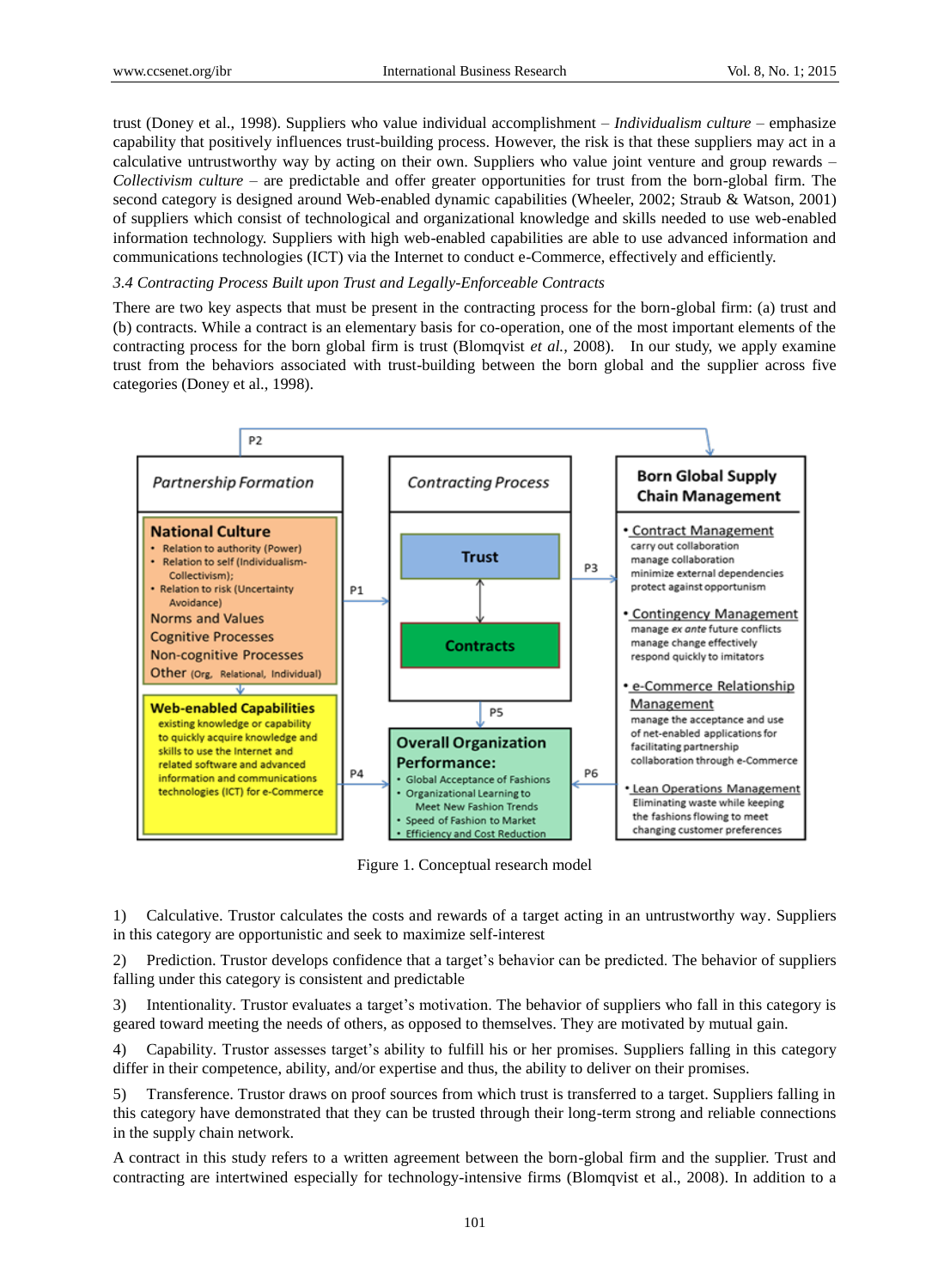trust (Doney et al., 1998). Suppliers who value individual accomplishment – *Individualism culture* – emphasize capability that positively influences trust-building process. However, the risk is that these suppliers may act in a calculative untrustworthy way by acting on their own. Suppliers who value joint venture and group rewards – *Collectivism culture* – are predictable and offer greater opportunities for trust from the born-global firm. The second category is designed around Web-enabled dynamic capabilities (Wheeler, 2002; Straub & Watson, 2001) of suppliers which consist of technological and organizational knowledge and skills needed to use web-enabled information technology. Suppliers with high web-enabled capabilities are able to use advanced information and communications technologies (ICT) via the Internet to conduct e-Commerce, effectively and efficiently.

### *3.4 Contracting Process Built upon Trust and Legally-Enforceable Contracts*

There are two key aspects that must be present in the contracting process for the born-global firm: (a) trust and (b) contracts. While a contract is an elementary basis for co-operation, one of the most important elements of the contracting process for the born global firm is trust (Blomqvist *et al.*, 2008). In our study, we apply examine trust from the behaviors associated with trust-building between the born global and the supplier across five categories (Doney et al., 1998).

Figure 1. Conceptual research model

1) Calculative. Trustor calculates the costs and rewards of a target acting in an untrustworthy way. Suppliers in this category are opportunistic and seek to maximize self-interest

2) Prediction. Trustor develops confidence that a target's behavior can be predicted. The behavior of suppliers falling under this category is consistent and predictable

3) Intentionality. Trustor evaluates a target's motivation. The behavior of suppliers who fall in this category is geared toward meeting the needs of others, as opposed to themselves. They are motivated by mutual gain.

4) Capability. Trustor assesses target's ability to fulfill his or her promises. Suppliers falling in this category differ in their competence, ability, and/or expertise and thus, the ability to deliver on their promises.

5) Transference. Trustor draws on proof sources from which trust is transferred to a target. Suppliers falling in this category have demonstrated that they can be trusted through their long-term strong and reliable connections in the supply chain network.

A contract in this study refers to a written agreement between the born-global firm and the supplier. Trust and contracting are intertwined especially for technology-intensive firms (Blomqvist et al., 2008). In addition to a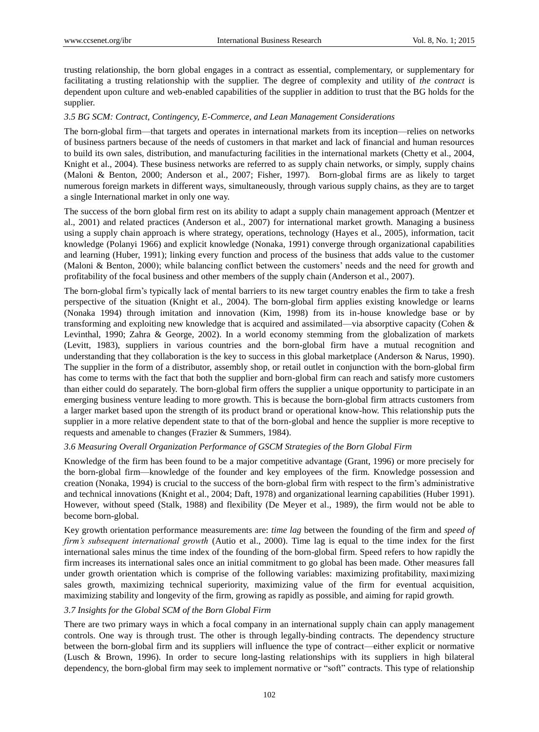trusting relationship, the born global engages in a contract as essential, complementary, or supplementary for facilitating a trusting relationship with the supplier. The degree of complexity and utility of *the contract* is dependent upon culture and web-enabled capabilities of the supplier in addition to trust that the BG holds for the supplier.

### *3.5 BG SCM: Contract, Contingency, E-Commerce, and Lean Management Considerations*

The born-global firm—that targets and operates in international markets from its inception—relies on networks of business partners because of the needs of customers in that market and lack of financial and human resources to build its own sales, distribution, and manufacturing facilities in the international markets (Chetty et al., 2004, Knight et al., 2004). These business networks are referred to as supply chain networks, or simply, supply chains (Maloni & Benton, 2000; Anderson et al., 2007; Fisher, 1997). Born-global firms are as likely to target numerous foreign markets in different ways, simultaneously, through various supply chains, as they are to target a single International market in only one way.

The success of the born global firm rest on its ability to adapt a supply chain management approach (Mentzer et al., 2001) and related practices (Anderson et al., 2007) for international market growth. Managing a business using a supply chain approach is where strategy, operations, technology (Hayes et al., 2005), information, tacit knowledge (Polanyi 1966) and explicit knowledge (Nonaka, 1991) converge through organizational capabilities and learning (Huber, 1991); linking every function and process of the business that adds value to the customer (Maloni & Benton, 2000); while balancing conflict between the customers' needs and the need for growth and profitability of the focal business and other members of the supply chain (Anderson et al., 2007).

The born-global firm's typically lack of mental barriers to its new target country enables the firm to take a fresh perspective of the situation (Knight et al., 2004). The born-global firm applies existing knowledge or learns (Nonaka 1994) through imitation and innovation (Kim, 1998) from its in-house knowledge base or by transforming and exploiting new knowledge that is acquired and assimilated—via absorptive capacity (Cohen & Levinthal, 1990; Zahra & George, 2002). In a world economy stemming from the globalization of markets (Levitt, 1983), suppliers in various countries and the born-global firm have a mutual recognition and understanding that they collaboration is the key to success in this global marketplace (Anderson & Narus, 1990). The supplier in the form of a distributor, assembly shop, or retail outlet in conjunction with the born-global firm has come to terms with the fact that both the supplier and born-global firm can reach and satisfy more customers than either could do separately. The born-global firm offers the supplier a unique opportunity to participate in an emerging business venture leading to more growth. This is because the born-global firm attracts customers from a larger market based upon the strength of its product brand or operational know-how. This relationship puts the supplier in a more relative dependent state to that of the born-global and hence the supplier is more receptive to requests and amenable to changes (Frazier & Summers, 1984).

### *3.6 Measuring Overall Organization Performance of GSCM Strategies of the Born Global Firm*

Knowledge of the firm has been found to be a major competitive advantage (Grant, 1996) or more precisely for the born-global firm—knowledge of the founder and key employees of the firm. Knowledge possession and creation (Nonaka, 1994) is crucial to the success of the born-global firm with respect to the firm's administrative and technical innovations (Knight et al., 2004; Daft, 1978) and organizational learning capabilities (Huber 1991). However, without speed (Stalk, 1988) and flexibility (De Meyer et al., 1989), the firm would not be able to become born-global.

Key growth orientation performance measurements are: *time lag* between the founding of the firm and *speed of firm's subsequent international growth* (Autio et al., 2000). Time lag is equal to the time index for the first international sales minus the time index of the founding of the born-global firm. Speed refers to how rapidly the firm increases its international sales once an initial commitment to go global has been made. Other measures fall under growth orientation which is comprise of the following variables: maximizing profitability, maximizing sales growth, maximizing technical superiority, maximizing value of the firm for eventual acquisition, maximizing stability and longevity of the firm, growing as rapidly as possible, and aiming for rapid growth.

### *3.7 Insights for the Global SCM of the Born Global Firm*

There are two primary ways in which a focal company in an international supply chain can apply management controls. One way is through trust. The other is through legally-binding contracts. The dependency structure between the born-global firm and its suppliers will influence the type of contract—either explicit or normative (Lusch & Brown, 1996). In order to secure long-lasting relationships with its suppliers in high bilateral dependency, the born-global firm may seek to implement normative or "soft" contracts. This type of relationship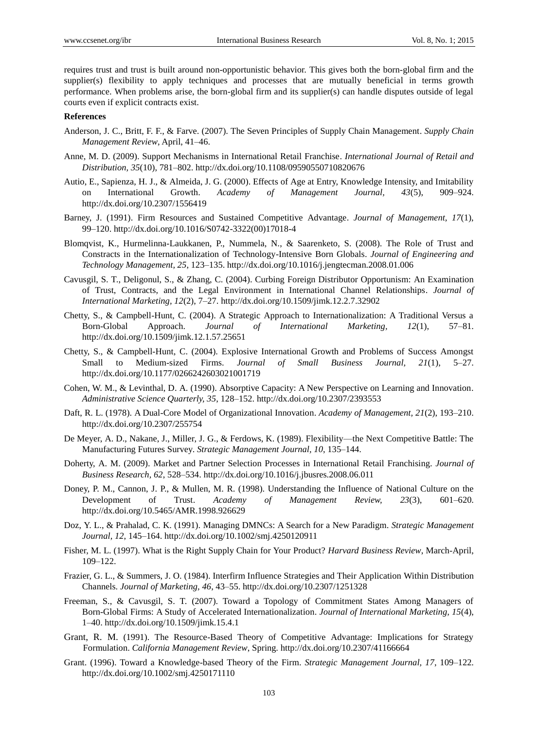requires trust and trust is built around non-opportunistic behavior. This gives both the born-global firm and the supplier(s) flexibility to apply techniques and processes that are mutually beneficial in terms growth performance. When problems arise, the born-global firm and its supplier(s) can handle disputes outside of legal courts even if explicit contracts exist.

**References**

Anderson, J. C., Britt, F. F., & Farve. (2007). The Seven Principles of Supply Chain Management. *Supply Chain Management Review*, April, 41–46.

Anne, M. D. (2009). Support Mechanisms in International Retail Franchise. *International Journal of Retail and Distribution, 35*(10), 781–802. http://dx.doi.org/10.1108/09590550710820676

Autio, E., Sapienza, H. J., & Almeida, J. G. (2000). Effects of Age at Entry, Knowledge Intensity, and Imitability on International Growth. *Academy of Management Journal, 43*(5), 909–924. http://dx.doi.org/10.2307/1556419

Barney, J. (1991). Firm Resources and Sustained Competitive Advantage. *Journal of Management, 17*(1), 99–120. http://dx.doi.org/10.1016/S0742-3322(00)17018-4

Blomqvist, K., Hurmelinna-Laukkanen, P., Nummela, N., & Saarenketo, S. (2008). The Role of Trust and Constracts in the Internationalization of Technology-Intensive Born Globals. *Journal of Engineering and Technology Management, 25*, 123–135. http://dx.doi.org/10.1016/j.jengtecman.2008.01.006

Cavusgil, S. T., Deligonul, S., & Zhang, C. (2004). Curbing Foreign Distributor Opportunism: An Examination of Trust, Contracts, and the Legal Environment in International Channel Relationships. *Journal of International Marketing, 12*(2), 7–27. http://dx.doi.org/10.1509/jimk.12.2.7.32902

Chetty, S., & Campbell-Hunt, C. (2004). A Strategic Approach to Internationalization: A Traditional Versus a Born-Global Approach. *Journal of International Marketing, 12*(1), 57–81. http://dx.doi.org/10.1509/jimk.12.1.57.25651

Chetty, S., & Campbell-Hunt, C. (2004). Explosive International Growth and Problems of Success Amongst Small to Medium-sized Firms. *Journal of Small Business Journal, 21*(1), 5–27. http://dx.doi.org/10.1177/0266242603021001719

Cohen, W. M., & Levinthal, D. A. (1990). Absorptive Capacity: A New Perspective on Learning and Innovation. *Administrative Science Quarterly, 35*, 128–152. http://dx.doi.org/10.2307/2393553

Daft, R. L. (1978). A Dual-Core Model of Organizational Innovation. *Academy of Management, 21*(2), 193–210. http://dx.doi.org/10.2307/255754

De Meyer, A. D., Nakane, J., Miller, J. G., & Ferdows, K. (1989). Flexibility—the Next Competitive Battle: The Manufacturing Futures Survey. *Strategic Management Journal, 10*, 135–144.

Doherty, A. M. (2009). Market and Partner Selection Processes in International Retail Franchising. *Journal of Business Research, 62*, 528–534. http://dx.doi.org/10.1016/j.jbusres.2008.06.011

Doney, P. M., Cannon, J. P., & Mullen, M. R. (1998). Understanding the Influence of National Culture on the Development of Trust. *Academy of Management Review, 23*(3), 601–620. http://dx.doi.org/10.5465/AMR.1998.926629

Doz, Y. L., & Prahalad, C. K. (1991). Managing DMNCs: A Search for a New Paradigm. *Strategic Management Journal, 12*, 145–164. http://dx.doi.org/10.1002/smj.4250120911

Fisher, M. L. (1997). What is the Right Supply Chain for Your Product? *Harvard Business Review*, March-April, 109–122.

Frazier, G. L., & Summers, J. O. (1984). Interfirm Influence Strategies and Their Application Within Distribution Channels. *Journal of Marketing, 46*, 43–55. http://dx.doi.org/10.2307/1251328

Freeman, S., & Cavusgil, S. T. (2007). Toward a Topology of Commitment States Among Managers of Born-Global Firms: A Study of Accelerated Internationalization. *Journal of International Marketing, 15*(4), 1–40. http://dx.doi.org/10.1509/jimk.15.4.1

Grant, R. M. (1991). The Resource-Based Theory of Competitive Advantage: Implications for Strategy Formulation. *California Management Review*, Spring. http://dx.doi.org/10.2307/41166664

Grant. (1996). Toward a Knowledge-based Theory of the Firm. *Strategic Management Journal, 17*, 109–122. http://dx.doi.org/10.1002/smj.4250171110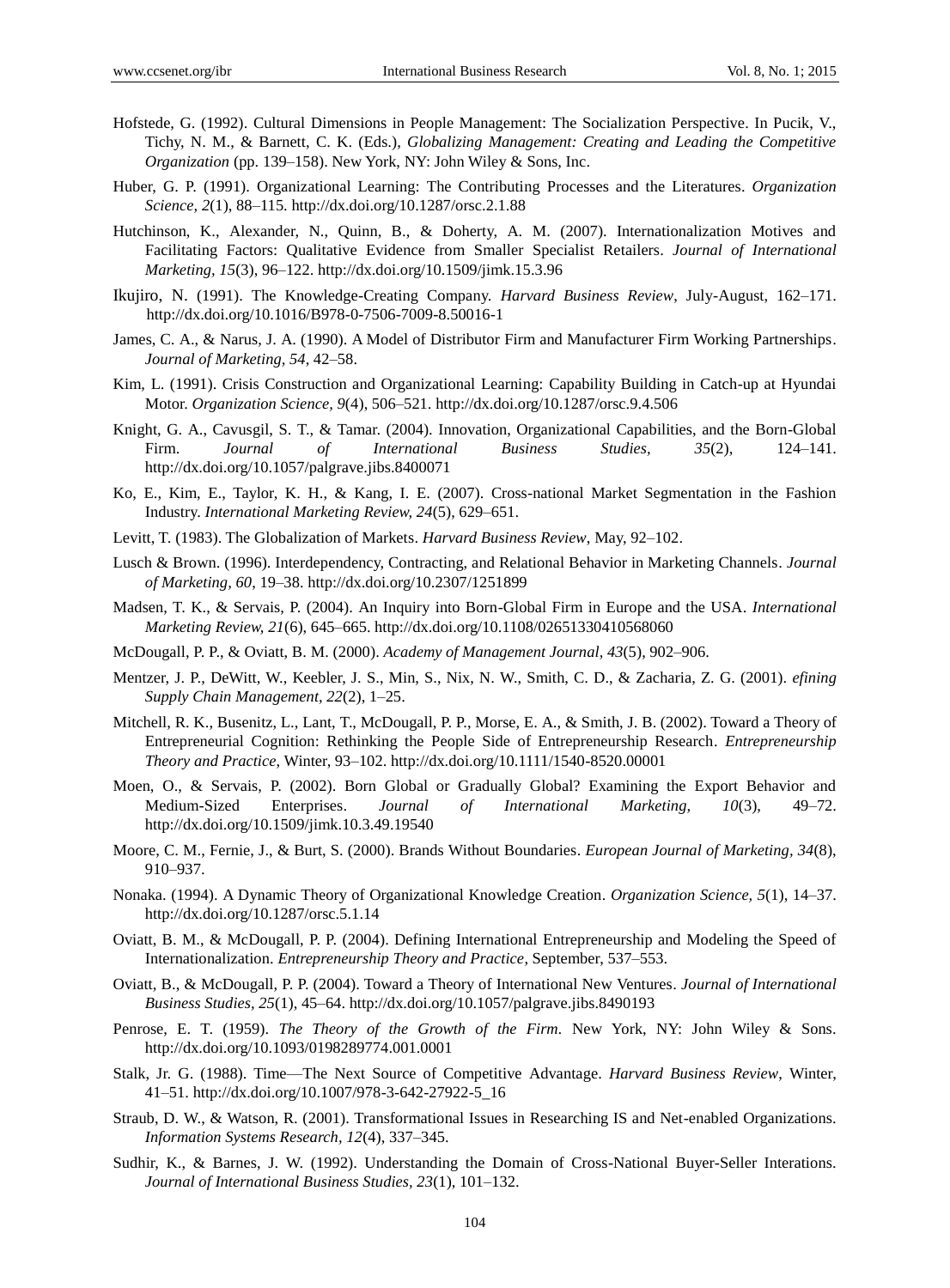Hofstede, G. (1992). Cultural Dimensions in People Management: The Socialization Perspective. In Pucik, V., Tichy, N. M., & Barnett, C. K. (Eds.), *Globalizing Management: Creating and Leading the Competitive Organization* (pp. 139–158). New York, NY: John Wiley & Sons, Inc.

Huber, G. P. (1991). Organizational Learning: The Contributing Processes and the Literatures. *Organization Science, 2*(1), 88–115. http://dx.doi.org/10.1287/orsc.2.1.88

Hutchinson, K., Alexander, N., Quinn, B., & Doherty, A. M. (2007). Internationalization Motives and Facilitating Factors: Qualitative Evidence from Smaller Specialist Retailers. *Journal of International Marketing, 15*(3), 96–122. http://dx.doi.org/10.1509/jimk.15.3.96

Ikujiro, N. (1991). The Knowledge-Creating Company. *Harvard Business Review*, July-August, 162–171. http://dx.doi.org/10.1016/B978-0-7506-7009-8.50016-1

James, C. A., & Narus, J. A. (1990). A Model of Distributor Firm and Manufacturer Firm Working Partnerships. *Journal of Marketing, 54*, 42–58.

Kim, L. (1991). Crisis Construction and Organizational Learning: Capability Building in Catch-up at Hyundai Motor. *Organization Science, 9*(4), 506–521. http://dx.doi.org/10.1287/orsc.9.4.506

Knight, G. A., Cavusgil, S. T., & Tamar. (2004). Innovation, Organizational Capabilities, and the Born-Global Firm. *Journal of International Business Studies, 35*(2), 124–141. http://dx.doi.org/10.1057/palgrave.jibs.8400071

Ko, E., Kim, E., Taylor, K. H., & Kang, I. E. (2007). Cross-national Market Segmentation in the Fashion Industry. *International Marketing Review, 24*(5), 629–651.

Levitt, T. (1983). The Globalization of Markets. *Harvard Business Review*, May, 92–102.

Lusch & Brown. (1996). Interdependency, Contracting, and Relational Behavior in Marketing Channels. *Journal of Marketing, 60*, 19–38. http://dx.doi.org/10.2307/1251899

Madsen, T. K., & Servais, P. (2004). An Inquiry into Born-Global Firm in Europe and the USA. *International Marketing Review, 21*(6), 645–665. http://dx.doi.org/10.1108/02651330410568060

McDougall, P. P., & Oviatt, B. M. (2000). *Academy of Management Journal, 43*(5), 902–906.

Mentzer, J. P., DeWitt, W., Keebler, J. S., Min, S., Nix, N. W., Smith, C. D., & Zacharia, Z. G. (2001). *efining Supply Chain Management, 22*(2), 1–25.

Mitchell, R. K., Busenitz, L., Lant, T., McDougall, P. P., Morse, E. A., & Smith, J. B. (2002). Toward a Theory of Entrepreneurial Cognition: Rethinking the People Side of Entrepreneurship Research. *Entrepreneurship Theory and Practice*, Winter, 93–102. http://dx.doi.org/10.1111/1540-8520.00001

Moen, O., & Servais, P. (2002). Born Global or Gradually Global? Examining the Export Behavior and Medium-Sized Enterprises. *Journal of International Marketing, 10*(3), 49–72. http://dx.doi.org/10.1509/jimk.10.3.49.19540

Moore, C. M., Fernie, J., & Burt, S. (2000). Brands Without Boundaries. *European Journal of Marketing, 34*(8), 910–937.

Nonaka. (1994). A Dynamic Theory of Organizational Knowledge Creation. *Organization Science, 5*(1), 14–37. http://dx.doi.org/10.1287/orsc.5.1.14

Oviatt, B. M., & McDougall, P. P. (2004). Defining International Entrepreneurship and Modeling the Speed of Internationalization. *Entrepreneurship Theory and Practice*, September, 537–553.

Oviatt, B., & McDougall, P. P. (2004). Toward a Theory of International New Ventures. *Journal of International Business Studies, 25*(1), 45–64. http://dx.doi.org/10.1057/palgrave.jibs.8490193

Penrose, E. T. (1959). *The Theory of the Growth of the Firm*. New York, NY: John Wiley & Sons. http://dx.doi.org/10.1093/0198289774.001.0001

Stalk, Jr. G. (1988). Time—The Next Source of Competitive Advantage. *Harvard Business Review*, Winter, 41–51. http://dx.doi.org/10.1007/978-3-642-27922-5_16

Straub, D. W., & Watson, R. (2001). Transformational Issues in Researching IS and Net-enabled Organizations. *Information Systems Research, 12*(4), 337–345.

Sudhir, K., & Barnes, J. W. (1992). Understanding the Domain of Cross-National Buyer-Seller Interations. *Journal of International Business Studies, 23*(1), 101–132.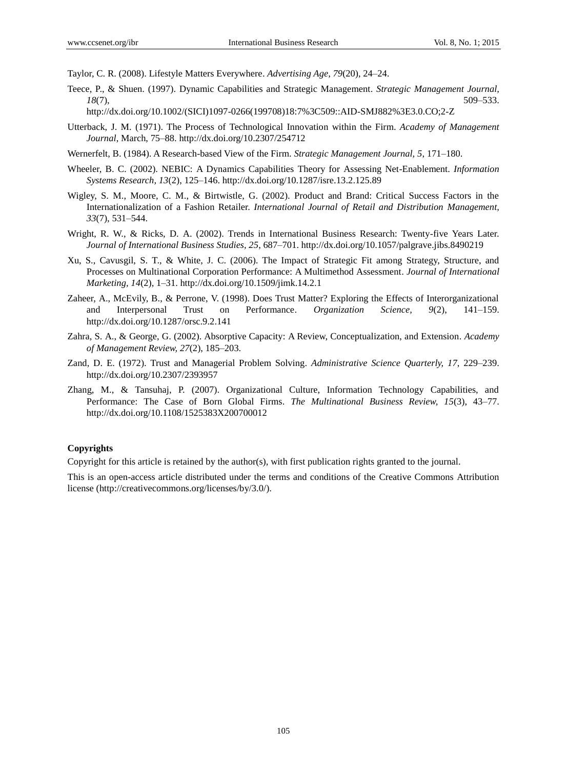Taylor, C. R. (2008). Lifestyle Matters Everywhere. *Advertising Age, 79*(20), 24–24.

Teece, P., & Shuen. (1997). Dynamic Capabilities and Strategic Management. *Strategic Management Journal, 18*(7), 509–533. http://dx.doi.org/10.1002/(SICI)1097-0266(199708)18:7%3C509::AID-SMJ882%3E3.0.CO;2-Z

Utterback, J. M. (1971). The Process of Technological Innovation within the Firm. *Academy of Management Journal*, March, 75–88. http://dx.doi.org/10.2307/254712

Wernerfelt, B. (1984). A Research-based View of the Firm. *Strategic Management Journal, 5*, 171–180.

Wheeler, B. C. (2002). NEBIC: A Dynamics Capabilities Theory for Assessing Net-Enablement. *Information Systems Research, 13*(2), 125–146. http://dx.doi.org/10.1287/isre.13.2.125.89

Wigley, S. M., Moore, C. M., & Birtwistle, G. (2002). Product and Brand: Critical Success Factors in the Internationalization of a Fashion Retailer. *International Journal of Retail and Distribution Management, 33*(7), 531–544.

Wright, R. W., & Ricks, D. A. (2002). Trends in International Business Research: Twenty-five Years Later. *Journal of International Business Studies, 25*, 687–701. http://dx.doi.org/10.1057/palgrave.jibs.8490219

Xu, S., Cavusgil, S. T., & White, J. C. (2006). The Impact of Strategic Fit among Strategy, Structure, and Processes on Multinational Corporation Performance: A Multimethod Assessment. *Journal of International Marketing, 14*(2), 1–31. http://dx.doi.org/10.1509/jimk.14.2.1

Zaheer, A., McEvily, B., & Perrone, V. (1998). Does Trust Matter? Exploring the Effects of Interorganizational and Interpersonal Trust on Performance. *Organization Science, 9*(2), 141–159. http://dx.doi.org/10.1287/orsc.9.2.141

Zahra, S. A., & George, G. (2002). Absorptive Capacity: A Review, Conceptualization, and Extension. *Academy of Management Review, 27*(2), 185–203.

Zand, D. E. (1972). Trust and Managerial Problem Solving. *Administrative Science Quarterly, 17*, 229–239. http://dx.doi.org/10.2307/2393957

Zhang, M., & Tansuhaj, P. (2007). Organizational Culture, Information Technology Capabilities, and Performance: The Case of Born Global Firms. *The Multinational Business Review, 15*(3), 43–77. http://dx.doi.org/10.1108/1525383X200700012

**Copyrights**

Copyright for this article is retained by the author(s), with first publication rights granted to the journal.

This is an open-access article distributed under the terms and conditions of the Creative Commons Attribution license (http://creativecommons.org/licenses/by/3.0/).